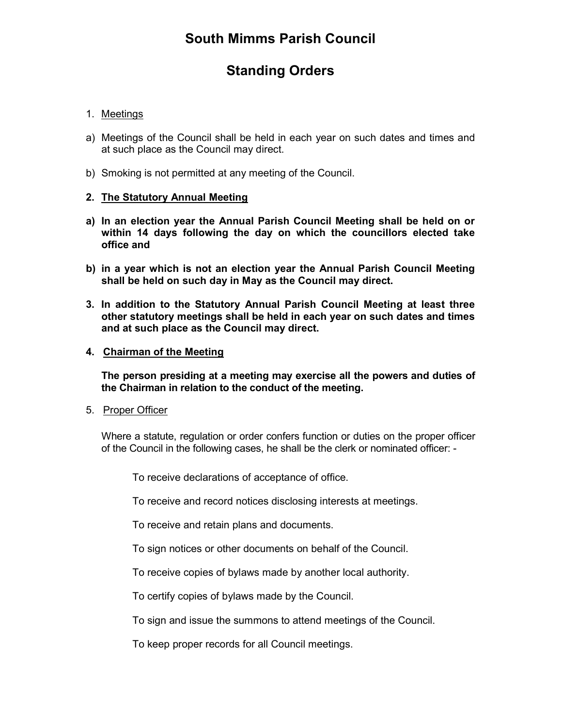# South Mimms Parish Council

## Standing Orders

1. Meetings

a) Meetings of the Council shall be held in each year on such dates and times and at such place as the Council may direct.

b) Smoking is not permitted at any meeting of the Council.

**2. The Statutory Annual Meeting**

**a) In an election year the Annual Parish Council Meeting shall be held on or within 14 days following the day on which the councillors elected take office and**

**b) in a year which is not an election year the Annual Parish Council Meeting shall be held on such day in May as the Council may direct.**

**3. In addition to the Statutory Annual Parish Council Meeting at least three other statutory meetings shall be held in each year on such dates and times and at such place as the Council may direct.**

**4. Chairman of the Meeting**

**The person presiding at a meeting may exercise all the powers and duties of the Chairman in relation to the conduct of the meeting.**

5. Proper Officer

Where a statute, regulation or order confers function or duties on the proper officer of the Council in the following cases, he shall be the clerk or nominated officer: -

To receive declarations of acceptance of office.

To receive and record notices disclosing interests at meetings.

To receive and retain plans and documents.

To sign notices or other documents on behalf of the Council.

To receive copies of bylaws made by another local authority.

To certify copies of bylaws made by the Council.

To sign and issue the summons to attend meetings of the Council.

To keep proper records for all Council meetings.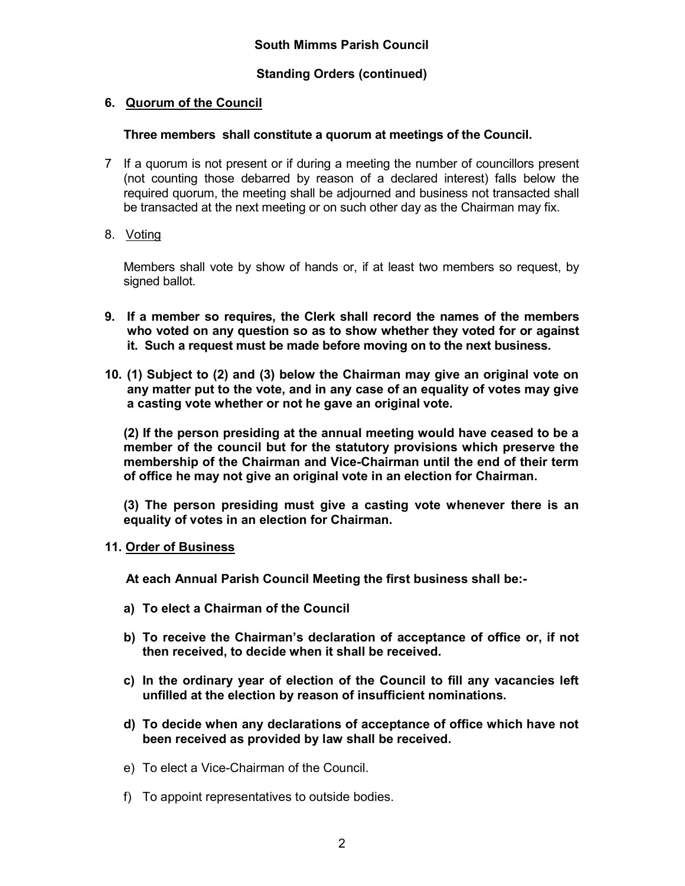**South Mimms Parish Council**

**Standing Orders (continued)**

**6. Quorum of the Council**

**Three members shall constitute a quorum at meetings of the Council.**

7 If a quorum is not present or if during a meeting the number of councillors present (not counting those debarred by reason of a declared interest) falls below the required quorum, the meeting shall be adjourned and business not transacted shall be transacted at the next meeting or on such other day as the Chairman may fix.

8. Voting

Members shall vote by show of hands or, if at least two members so request, by signed ballot.

**9. If a member so requires, the Clerk shall record the names of the members who voted on any question so as to show whether they voted for or against it. Such a request must be made before moving on to the next business.**

**10. (1) Subject to (2) and (3) below the Chairman may give an original vote on any matter put to the vote, and in any case of an equality of votes may give a casting vote whether or not he gave an original vote.**

**(2) If the person presiding at the annual meeting would have ceased to be a member of the council but for the statutory provisions which preserve the membership of the Chairman and Vice-Chairman until the end of their term of office he may not give an original vote in an election for Chairman.**

**(3) The person presiding must give a casting vote whenever there is an equality of votes in an election for Chairman.**

**11. Order of Business**

**At each Annual Parish Council Meeting the first business shall be:-**

**a) To elect a Chairman of the Council**

**b) To receive the Chairman's declaration of acceptance of office or, if not then received, to decide when it shall be received.**

**c) In the ordinary year of election of the Council to fill any vacancies left unfilled at the election by reason of insufficient nominations.**

**d) To decide when any declarations of acceptance of office which have not been received as provided by law shall be received.**

e) To elect a Vice-Chairman of the Council.

f) To appoint representatives to outside bodies.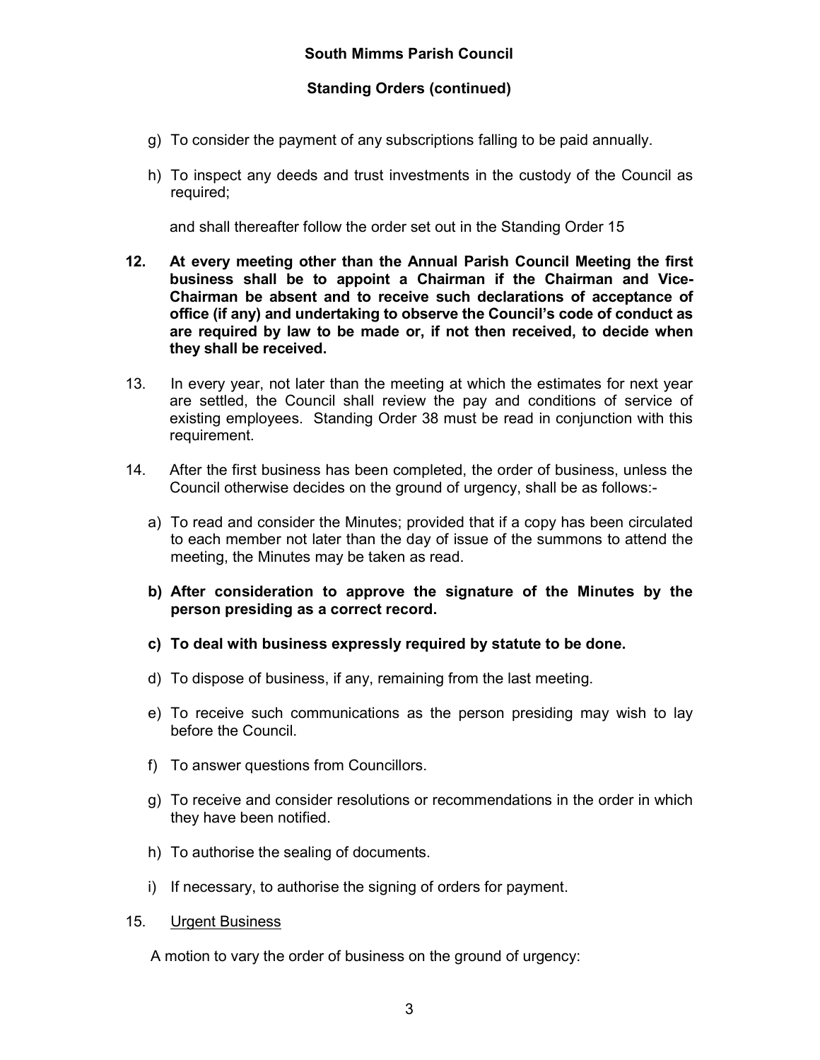g) To consider the payment of any subscriptions falling to be paid annually.

h) To inspect any deeds and trust investments in the custody of the Council as required;

and shall thereafter follow the order set out in the Standing Order 15

**12. At every meeting other than the Annual Parish Council Meeting the first business shall be to appoint a Chairman if the Chairman and Vice-Chairman be absent and to receive such declarations of acceptance of office (if any) and undertaking to observe the Council's code of conduct as are required by law to be made or, if not then received, to decide when they shall be received.**

13. In every year, not later than the meeting at which the estimates for next year are settled, the Council shall review the pay and conditions of service of existing employees. Standing Order 38 must be read in conjunction with this requirement.

14. After the first business has been completed, the order of business, unless the Council otherwise decides on the ground of urgency, shall be as follows:-

a) To read and consider the Minutes; provided that if a copy has been circulated to each member not later than the day of issue of the summons to attend the meeting, the Minutes may be taken as read.

**b) After consideration to approve the signature of the Minutes by the person presiding as a correct record.**

**c) To deal with business expressly required by statute to be done.**

d) To dispose of business, if any, remaining from the last meeting.

e) To receive such communications as the person presiding may wish to lay before the Council.

f) To answer questions from Councillors.

g) To receive and consider resolutions or recommendations in the order in which they have been notified.

h) To authorise the sealing of documents.

i) If necessary, to authorise the signing of orders for payment.

15. <u>Urgent Business</u>

A motion to vary the order of business on the ground of urgency: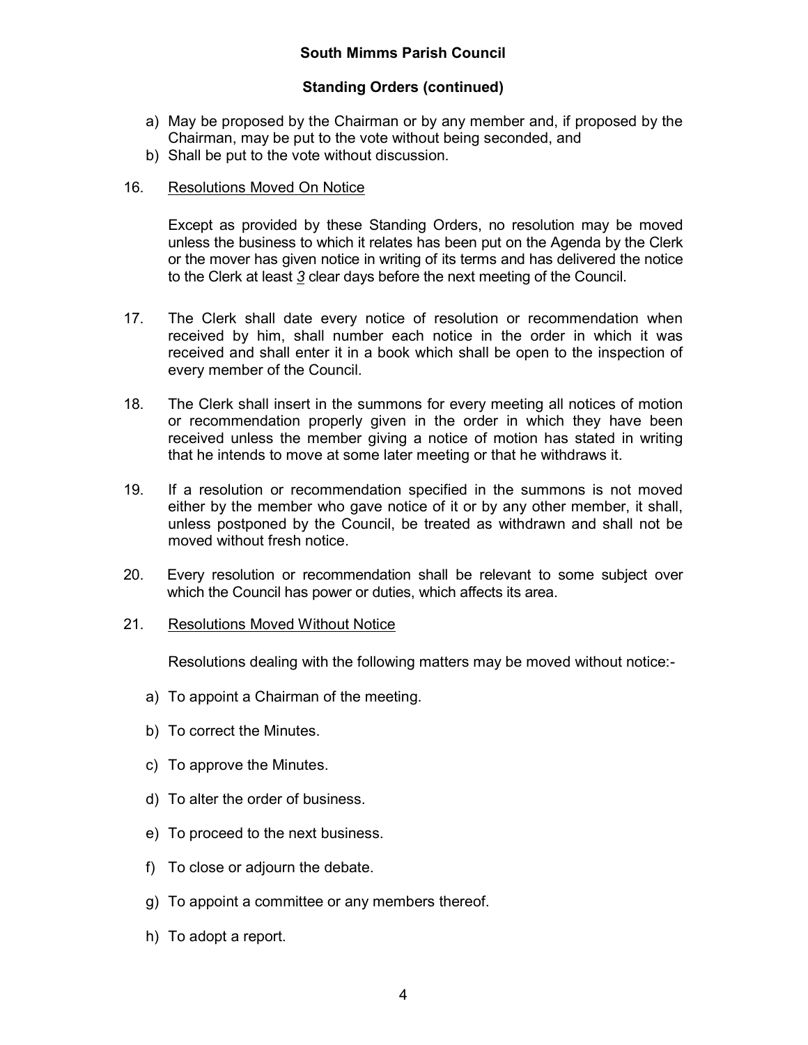a) May be proposed by the Chairman or by any member and, if proposed by the Chairman, may be put to the vote without being seconded, and
b) Shall be put to the vote without discussion.

16. <u>Resolutions Moved On Notice</u>

Except as provided by these Standing Orders, no resolution may be moved unless the business to which it relates has been put on the Agenda by the Clerk or the mover has given notice in writing of its terms and has delivered the notice to the Clerk at least <u>*3*</u> clear days before the next meeting of the Council.

17. The Clerk shall date every notice of resolution or recommendation when received by him, shall number each notice in the order in which it was received and shall enter it in a book which shall be open to the inspection of every member of the Council.

18. The Clerk shall insert in the summons for every meeting all notices of motion or recommendation properly given in the order in which they have been received unless the member giving a notice of motion has stated in writing that he intends to move at some later meeting or that he withdraws it.

19. If a resolution or recommendation specified in the summons is not moved either by the member who gave notice of it or by any other member, it shall, unless postponed by the Council, be treated as withdrawn and shall not be moved without fresh notice.

20. Every resolution or recommendation shall be relevant to some subject over which the Council has power or duties, which affects its area.

21. <u>Resolutions Moved Without Notice</u>

Resolutions dealing with the following matters may be moved without notice:-

a) To appoint a Chairman of the meeting.

b) To correct the Minutes.

c) To approve the Minutes.

d) To alter the order of business.

e) To proceed to the next business.

f) To close or adjourn the debate.

g) To appoint a committee or any members thereof.

h) To adopt a report.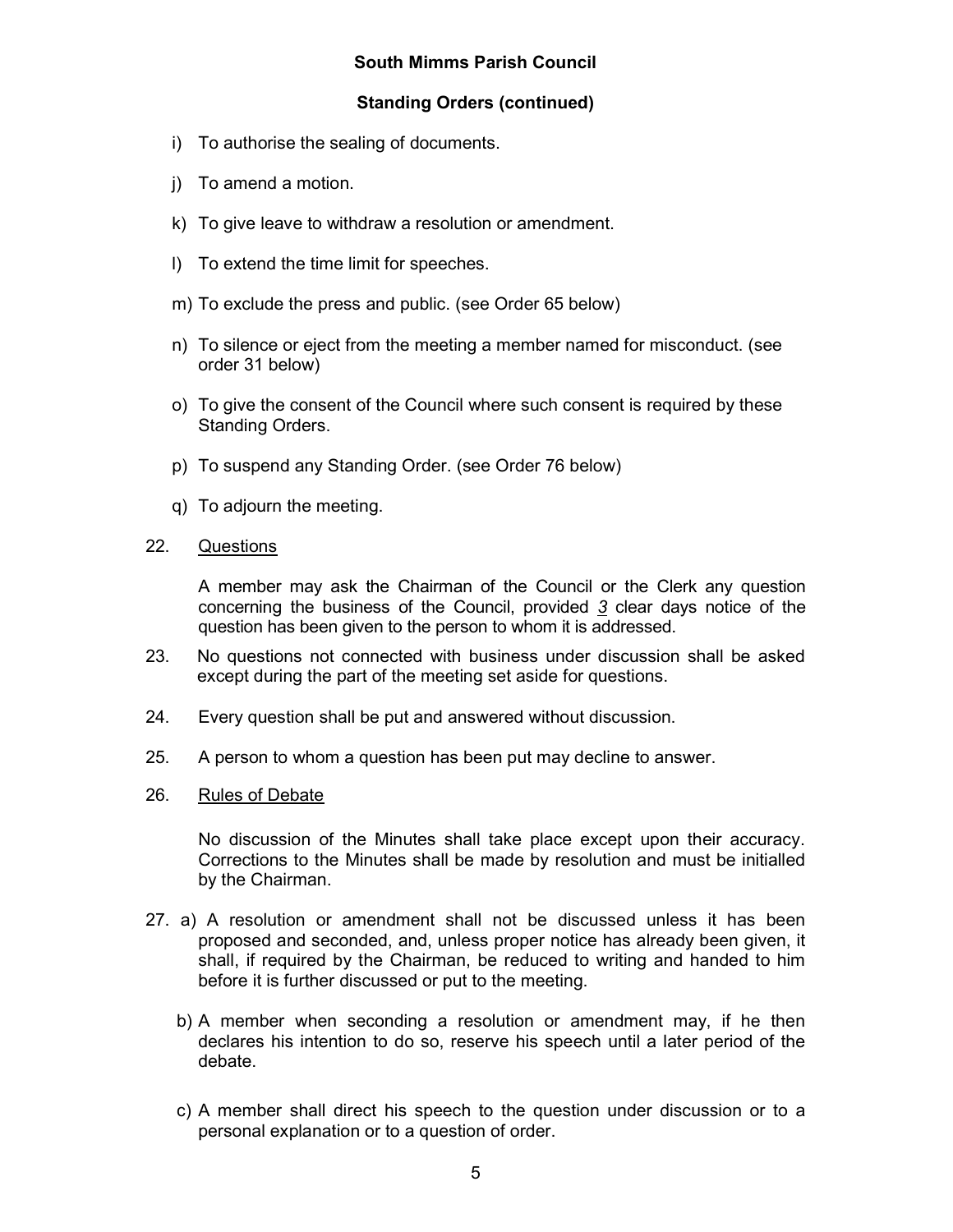**South Mimms Parish Council**

**Standing Orders (continued)**

i) To authorise the sealing of documents.

j) To amend a motion.

k) To give leave to withdraw a resolution or amendment.

l) To extend the time limit for speeches.

m) To exclude the press and public. (see Order 65 below)

n) To silence or eject from the meeting a member named for misconduct. (see order 31 below)

o) To give the consent of the Council where such consent is required by these Standing Orders.

p) To suspend any Standing Order. (see Order 76 below)

q) To adjourn the meeting.

22. Questions

A member may ask the Chairman of the Council or the Clerk any question concerning the business of the Council, provided *3* clear days notice of the question has been given to the person to whom it is addressed.

23. No questions not connected with business under discussion shall be asked except during the part of the meeting set aside for questions.

24. Every question shall be put and answered without discussion.

25. A person to whom a question has been put may decline to answer.

26. Rules of Debate

No discussion of the Minutes shall take place except upon their accuracy. Corrections to the Minutes shall be made by resolution and must be initialled by the Chairman.

27. a) A resolution or amendment shall not be discussed unless it has been proposed and seconded, and, unless proper notice has already been given, it shall, if required by the Chairman, be reduced to writing and handed to him before it is further discussed or put to the meeting.

b) A member when seconding a resolution or amendment may, if he then declares his intention to do so, reserve his speech until a later period of the debate.

c) A member shall direct his speech to the question under discussion or to a personal explanation or to a question of order.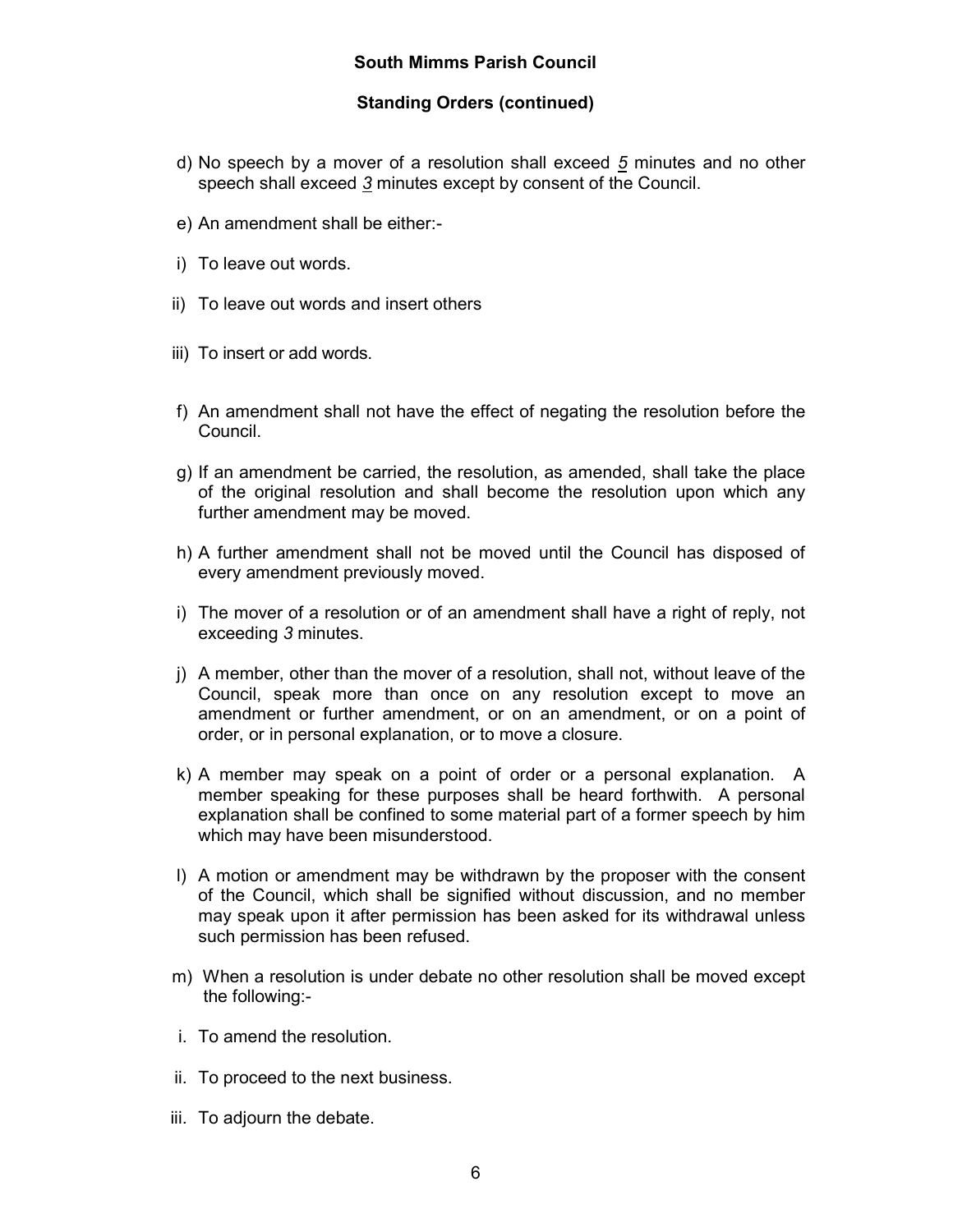**South Mimms Parish Council**

**Standing Orders (continued)**

d) No speech by a mover of a resolution shall exceed *5* minutes and no other speech shall exceed *3* minutes except by consent of the Council.

e) An amendment shall be either:-

i) To leave out words.

ii) To leave out words and insert others

iii) To insert or add words.

f) An amendment shall not have the effect of negating the resolution before the Council.

g) If an amendment be carried, the resolution, as amended, shall take the place of the original resolution and shall become the resolution upon which any further amendment may be moved.

h) A further amendment shall not be moved until the Council has disposed of every amendment previously moved.

i) The mover of a resolution or of an amendment shall have a right of reply, not exceeding *3* minutes.

j) A member, other than the mover of a resolution, shall not, without leave of the Council, speak more than once on any resolution except to move an amendment or further amendment, or on an amendment, or on a point of order, or in personal explanation, or to move a closure.

k) A member may speak on a point of order or a personal explanation. A member speaking for these purposes shall be heard forthwith. A personal explanation shall be confined to some material part of a former speech by him which may have been misunderstood.

l) A motion or amendment may be withdrawn by the proposer with the consent of the Council, which shall be signified without discussion, and no member may speak upon it after permission has been asked for its withdrawal unless such permission has been refused.

m) When a resolution is under debate no other resolution shall be moved except the following:-

i. To amend the resolution.

ii. To proceed to the next business.

iii. To adjourn the debate.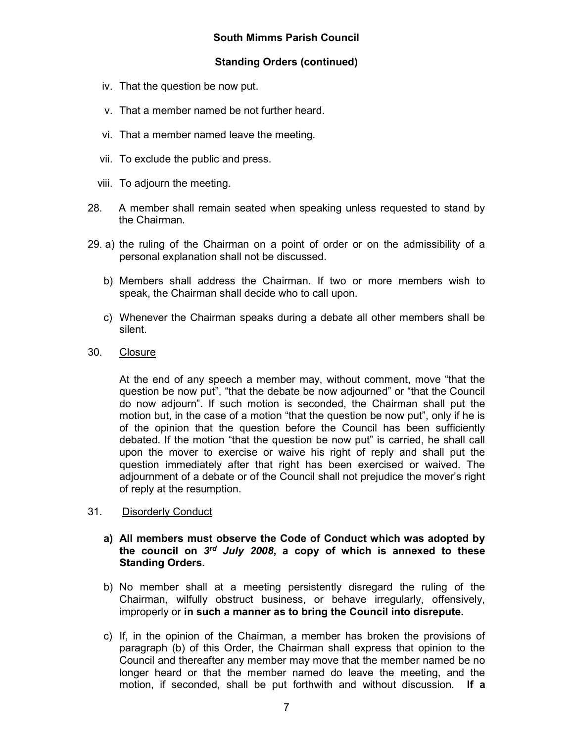iv. That the question be now put.

v. That a member named be not further heard.

vi. That a member named leave the meeting.

vii. To exclude the public and press.

viii. To adjourn the meeting.

28. A member shall remain seated when speaking unless requested to stand by the Chairman.

29. a) the ruling of the Chairman on a point of order or on the admissibility of a personal explanation shall not be discussed.

b) Members shall address the Chairman. If two or more members wish to speak, the Chairman shall decide who to call upon.

c) Whenever the Chairman speaks during a debate all other members shall be silent.

30. <u>Closure</u>

At the end of any speech a member may, without comment, move "that the question be now put", "that the debate be now adjourned" or "that the Council do now adjourn". If such motion is seconded, the Chairman shall put the motion but, in the case of a motion "that the question be now put", only if he is of the opinion that the question before the Council has been sufficiently debated. If the motion "that the question be now put" is carried, he shall call upon the mover to exercise or waive his right of reply and shall put the question immediately after that right has been exercised or waived. The adjournment of a debate or of the Council shall not prejudice the mover's right of reply at the resumption.

31. <u>Disorderly Conduct</u>

**a) All members must observe the Code of Conduct which was adopted by the council on *3rd July 2008*, a copy of which is annexed to these Standing Orders.**

b) No member shall at a meeting persistently disregard the ruling of the Chairman, wilfully obstruct business, or behave irregularly, offensively, improperly or **in such a manner as to bring the Council into disrepute.**

c) If, in the opinion of the Chairman, a member has broken the provisions of paragraph (b) of this Order, the Chairman shall express that opinion to the Council and thereafter any member may move that the member named be no longer heard or that the member named do leave the meeting, and the motion, if seconded, shall be put forthwith and without discussion. **If a**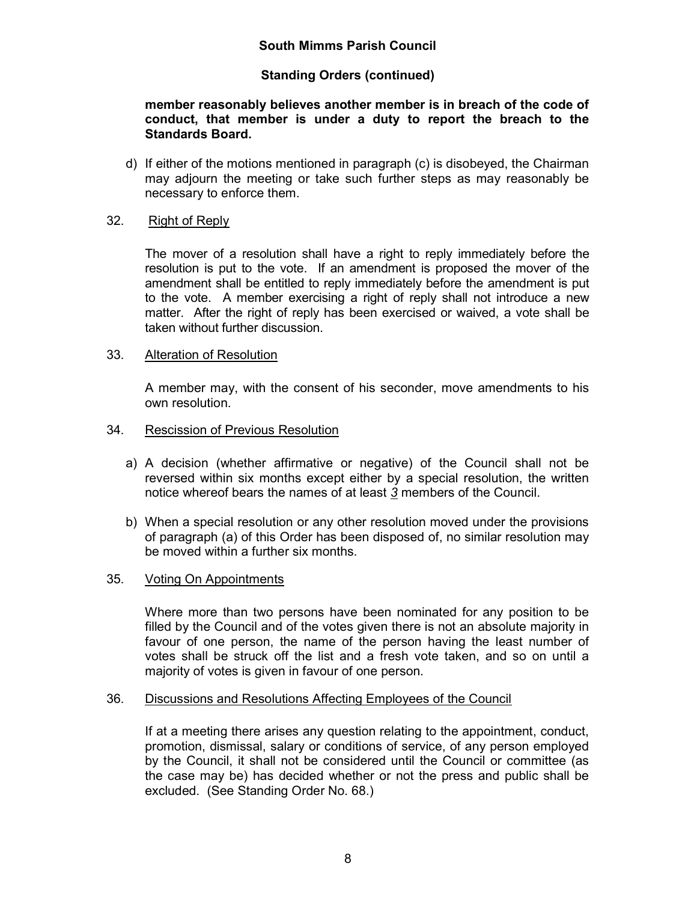**member reasonably believes another member is in breach of the code of conduct, that member is under a duty to report the breach to the Standards Board.**

d) If either of the motions mentioned in paragraph (c) is disobeyed, the Chairman may adjourn the meeting or take such further steps as may reasonably be necessary to enforce them.

32. Right of Reply

The mover of a resolution shall have a right to reply immediately before the resolution is put to the vote. If an amendment is proposed the mover of the amendment shall be entitled to reply immediately before the amendment is put to the vote. A member exercising a right of reply shall not introduce a new matter. After the right of reply has been exercised or waived, a vote shall be taken without further discussion.

33. Alteration of Resolution

A member may, with the consent of his seconder, move amendments to his own resolution.

34. Rescission of Previous Resolution

a) A decision (whether affirmative or negative) of the Council shall not be reversed within six months except either by a special resolution, the written notice whereof bears the names of at least *3* members of the Council.

b) When a special resolution or any other resolution moved under the provisions of paragraph (a) of this Order has been disposed of, no similar resolution may be moved within a further six months.

35. Voting On Appointments

Where more than two persons have been nominated for any position to be filled by the Council and of the votes given there is not an absolute majority in favour of one person, the name of the person having the least number of votes shall be struck off the list and a fresh vote taken, and so on until a majority of votes is given in favour of one person.

36. Discussions and Resolutions Affecting Employees of the Council

If at a meeting there arises any question relating to the appointment, conduct, promotion, dismissal, salary or conditions of service, of any person employed by the Council, it shall not be considered until the Council or committee (as the case may be) has decided whether or not the press and public shall be excluded. (See Standing Order No. 68.)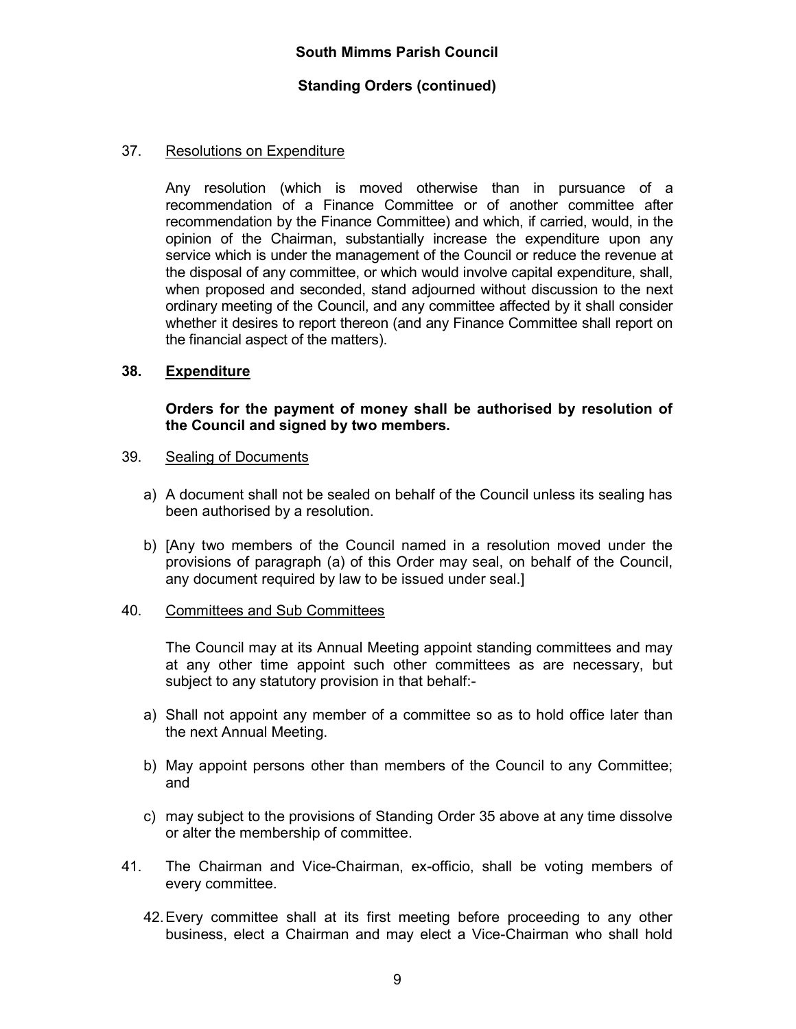37. Resolutions on Expenditure

Any resolution (which is moved otherwise than in pursuance of a recommendation of a Finance Committee or of another committee after recommendation by the Finance Committee) and which, if carried, would, in the opinion of the Chairman, substantially increase the expenditure upon any service which is under the management of the Council or reduce the revenue at the disposal of any committee, or which would involve capital expenditure, shall, when proposed and seconded, stand adjourned without discussion to the next ordinary meeting of the Council, and any committee affected by it shall consider whether it desires to report thereon (and any Finance Committee shall report on the financial aspect of the matters).

**38. Expenditure**

**Orders for the payment of money shall be authorised by resolution of the Council and signed by two members.**

39. Sealing of Documents

a) A document shall not be sealed on behalf of the Council unless its sealing has been authorised by a resolution.

b) [Any two members of the Council named in a resolution moved under the provisions of paragraph (a) of this Order may seal, on behalf of the Council, any document required by law to be issued under seal.]

40. Committees and Sub Committees

The Council may at its Annual Meeting appoint standing committees and may at any other time appoint such other committees as are necessary, but subject to any statutory provision in that behalf:-

a) Shall not appoint any member of a committee so as to hold office later than the next Annual Meeting.

b) May appoint persons other than members of the Council to any Committee; and

c) may subject to the provisions of Standing Order 35 above at any time dissolve or alter the membership of committee.

41. The Chairman and Vice-Chairman, ex-officio, shall be voting members of every committee.

42. Every committee shall at its first meeting before proceeding to any other business, elect a Chairman and may elect a Vice-Chairman who shall hold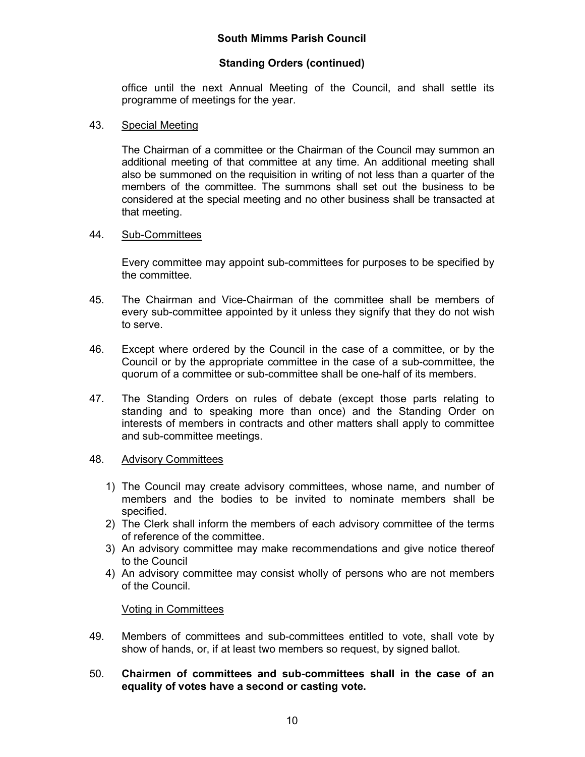office until the next Annual Meeting of the Council, and shall settle its programme of meetings for the year.

43. Special Meeting

The Chairman of a committee or the Chairman of the Council may summon an additional meeting of that committee at any time. An additional meeting shall also be summoned on the requisition in writing of not less than a quarter of the members of the committee. The summons shall set out the business to be considered at the special meeting and no other business shall be transacted at that meeting.

44. Sub-Committees

Every committee may appoint sub-committees for purposes to be specified by the committee.

45. The Chairman and Vice-Chairman of the committee shall be members of every sub-committee appointed by it unless they signify that they do not wish to serve.

46. Except where ordered by the Council in the case of a committee, or by the Council or by the appropriate committee in the case of a sub-committee, the quorum of a committee or sub-committee shall be one-half of its members.

47. The Standing Orders on rules of debate (except those parts relating to standing and to speaking more than once) and the Standing Order on interests of members in contracts and other matters shall apply to committee and sub-committee meetings.

48. Advisory Committees

1) The Council may create advisory committees, whose name, and number of members and the bodies to be invited to nominate members shall be specified.
2) The Clerk shall inform the members of each advisory committee of the terms of reference of the committee.
3) An advisory committee may make recommendations and give notice thereof to the Council
4) An advisory committee may consist wholly of persons who are not members of the Council.

Voting in Committees

49. Members of committees and sub-committees entitled to vote, shall vote by show of hands, or, if at least two members so request, by signed ballot.

50. **Chairmen of committees and sub-committees shall in the case of an equality of votes have a second or casting vote.**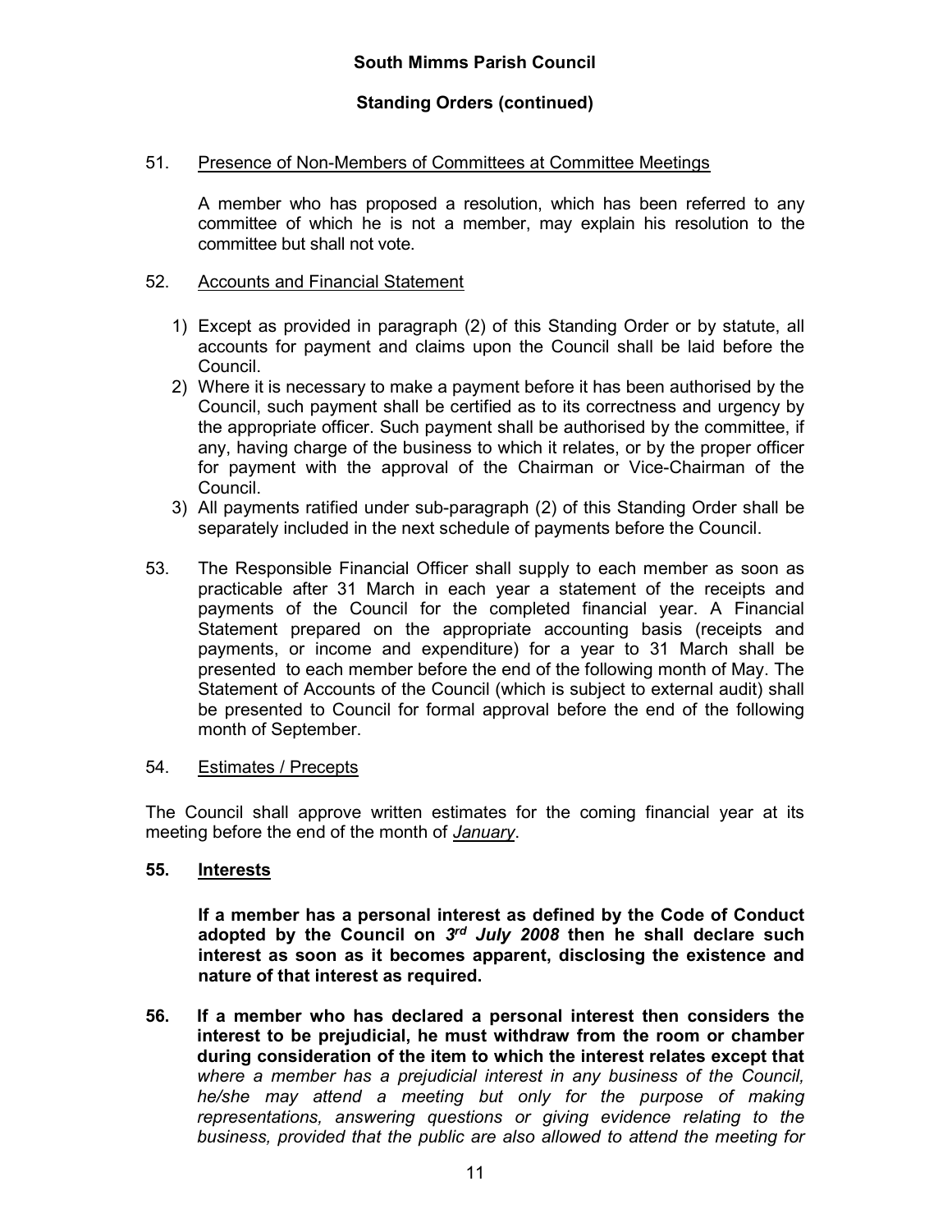## 51. Presence of Non-Members of Committees at Committee Meetings

A member who has proposed a resolution, which has been referred to any committee of which he is not a member, may explain his resolution to the committee but shall not vote.

## 52. Accounts and Financial Statement

1) Except as provided in paragraph (2) of this Standing Order or by statute, all accounts for payment and claims upon the Council shall be laid before the Council.
2) Where it is necessary to make a payment before it has been authorised by the Council, such payment shall be certified as to its correctness and urgency by the appropriate officer. Such payment shall be authorised by the committee, if any, having charge of the business to which it relates, or by the proper officer for payment with the approval of the Chairman or Vice-Chairman of the Council.
3) All payments ratified under sub-paragraph (2) of this Standing Order shall be separately included in the next schedule of payments before the Council.

53. The Responsible Financial Officer shall supply to each member as soon as practicable after 31 March in each year a statement of the receipts and payments of the Council for the completed financial year. A Financial Statement prepared on the appropriate accounting basis (receipts and payments, or income and expenditure) for a year to 31 March shall be presented to each member before the end of the following month of May. The Statement of Accounts of the Council (which is subject to external audit) shall be presented to Council for formal approval before the end of the following month of September.

## 54. Estimates / Precepts

The Council shall approve written estimates for the coming financial year at its meeting before the end of the month of *January*.

## 55. Interests

**If a member has a personal interest as defined by the Code of Conduct adopted by the Council on *3rd July 2008* then he shall declare such interest as soon as it becomes apparent, disclosing the existence and nature of that interest as required.**

**56. If a member who has declared a personal interest then considers the interest to be prejudicial, he must withdraw from the room or chamber during consideration of the item to which the interest relates except that** *where a member has a prejudicial interest in any business of the Council, he/she may attend a meeting but only for the purpose of making representations, answering questions or giving evidence relating to the business, provided that the public are also allowed to attend the meeting for*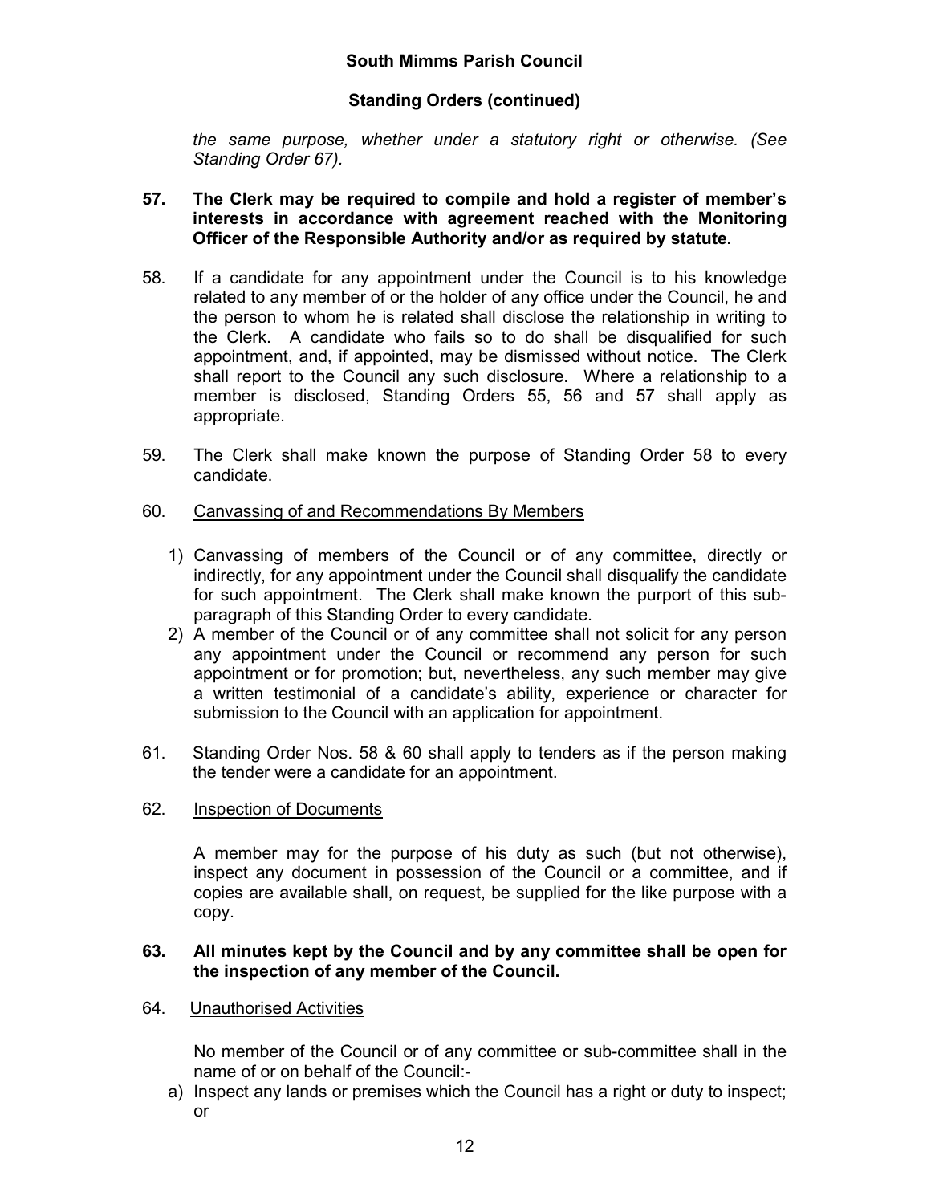*the same purpose, whether under a statutory right or otherwise. (See Standing Order 67).*

**57. The Clerk may be required to compile and hold a register of member's interests in accordance with agreement reached with the Monitoring Officer of the Responsible Authority and/or as required by statute.**

58. If a candidate for any appointment under the Council is to his knowledge related to any member of or the holder of any office under the Council, he and the person to whom he is related shall disclose the relationship in writing to the Clerk. A candidate who fails so to do shall be disqualified for such appointment, and, if appointed, may be dismissed without notice. The Clerk shall report to the Council any such disclosure. Where a relationship to a member is disclosed, Standing Orders 55, 56 and 57 shall apply as appropriate.

59. The Clerk shall make known the purpose of Standing Order 58 to every candidate.

60. Canvassing of and Recommendations By Members

1) Canvassing of members of the Council or of any committee, directly or indirectly, for any appointment under the Council shall disqualify the candidate for such appointment. The Clerk shall make known the purport of this sub-paragraph of this Standing Order to every candidate.
2) A member of the Council or of any committee shall not solicit for any person any appointment under the Council or recommend any person for such appointment or for promotion; but, nevertheless, any such member may give a written testimonial of a candidate's ability, experience or character for submission to the Council with an application for appointment.

61. Standing Order Nos. 58 & 60 shall apply to tenders as if the person making the tender were a candidate for an appointment.

62. Inspection of Documents

A member may for the purpose of his duty as such (but not otherwise), inspect any document in possession of the Council or a committee, and if copies are available shall, on request, be supplied for the like purpose with a copy.

**63. All minutes kept by the Council and by any committee shall be open for the inspection of any member of the Council.**

64. Unauthorised Activities

No member of the Council or of any committee or sub-committee shall in the name of or on behalf of the Council:-

a) Inspect any lands or premises which the Council has a right or duty to inspect; or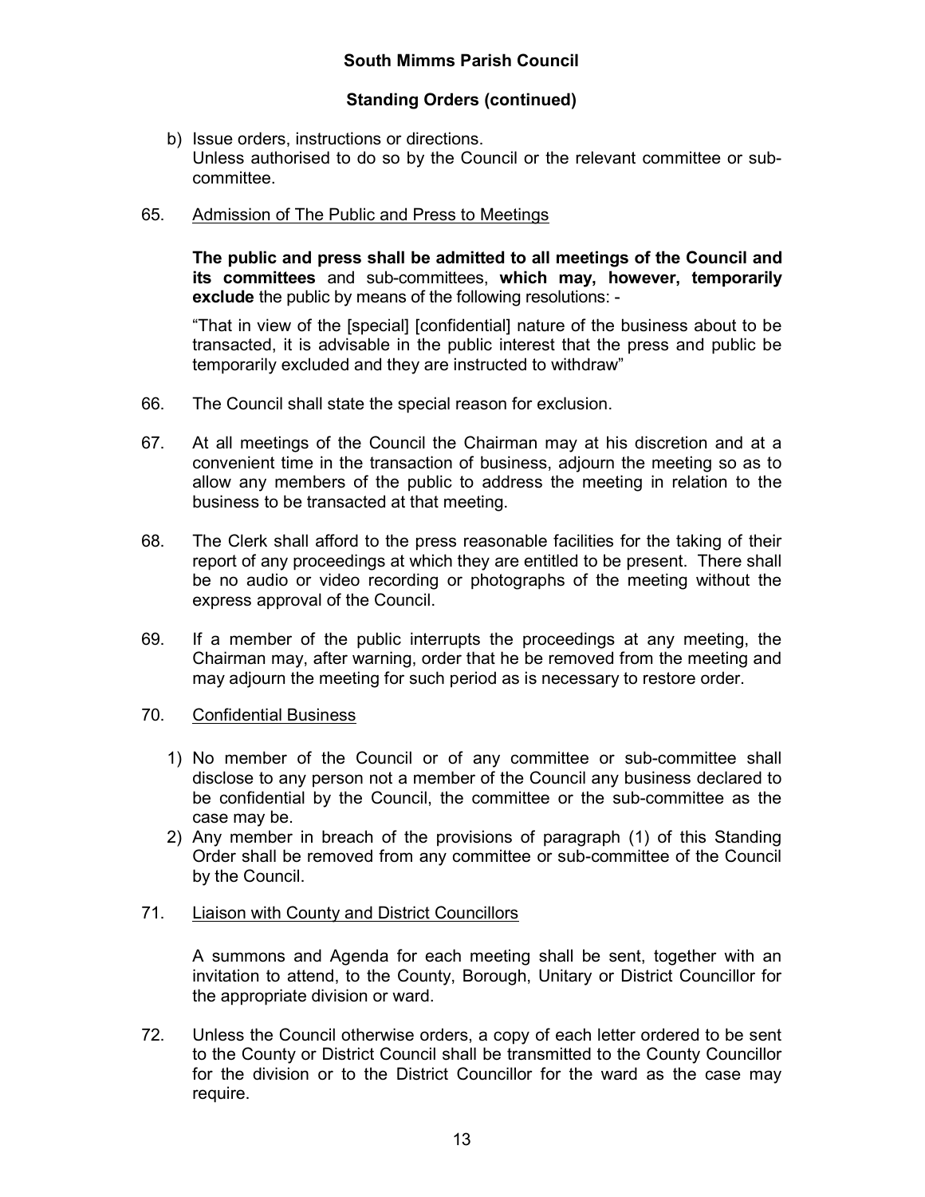b) Issue orders, instructions or directions.
   Unless authorised to do so by the Council or the relevant committee or sub-committee.

65. Admission of The Public and Press to Meetings

    **The public and press shall be admitted to all meetings of the Council and its committees** and sub-committees, **which may, however, temporarily exclude** the public by means of the following resolutions: -

    "That in view of the [special] [confidential] nature of the business about to be transacted, it is advisable in the public interest that the press and public be temporarily excluded and they are instructed to withdraw"

66. The Council shall state the special reason for exclusion.

67. At all meetings of the Council the Chairman may at his discretion and at a convenient time in the transaction of business, adjourn the meeting so as to allow any members of the public to address the meeting in relation to the business to be transacted at that meeting.

68. The Clerk shall afford to the press reasonable facilities for the taking of their report of any proceedings at which they are entitled to be present. There shall be no audio or video recording or photographs of the meeting without the express approval of the Council.

69. If a member of the public interrupts the proceedings at any meeting, the Chairman may, after warning, order that he be removed from the meeting and may adjourn the meeting for such period as is necessary to restore order.

70. Confidential Business

    1) No member of the Council or of any committee or sub-committee shall disclose to any person not a member of the Council any business declared to be confidential by the Council, the committee or the sub-committee as the case may be.
    2) Any member in breach of the provisions of paragraph (1) of this Standing Order shall be removed from any committee or sub-committee of the Council by the Council.

71. Liaison with County and District Councillors

    A summons and Agenda for each meeting shall be sent, together with an invitation to attend, to the County, Borough, Unitary or District Councillor for the appropriate division or ward.

72. Unless the Council otherwise orders, a copy of each letter ordered to be sent to the County or District Council shall be transmitted to the County Councillor for the division or to the District Councillor for the ward as the case may require.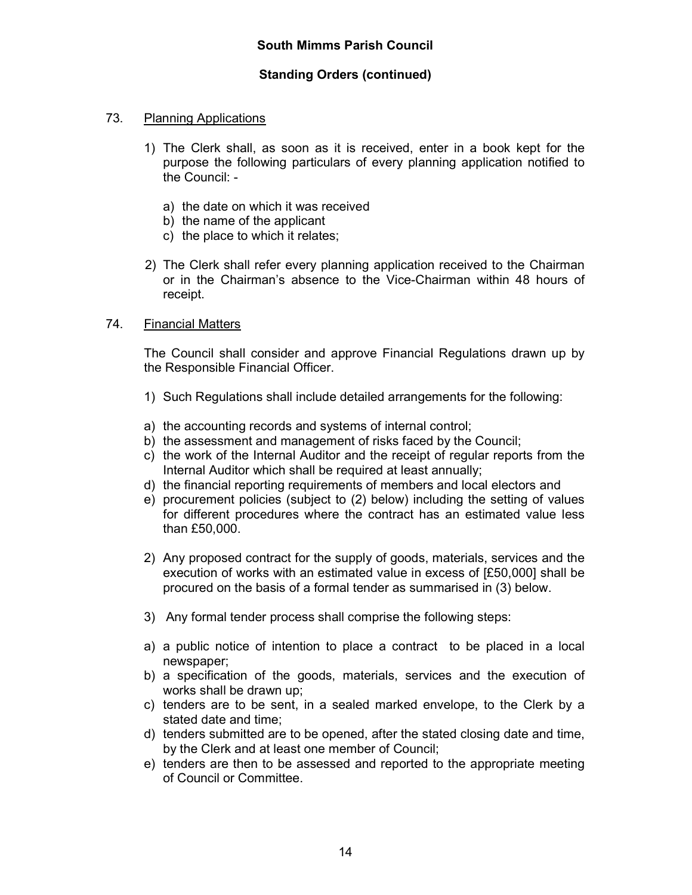**South Mimms Parish Council**

**Standing Orders (continued)**

73. Planning Applications

1) The Clerk shall, as soon as it is received, enter in a book kept for the purpose the following particulars of every planning application notified to the Council: -

   a) the date on which it was received
   b) the name of the applicant
   c) the place to which it relates;

2) The Clerk shall refer every planning application received to the Chairman or in the Chairman's absence to the Vice-Chairman within 48 hours of receipt.

74. Financial Matters

The Council shall consider and approve Financial Regulations drawn up by the Responsible Financial Officer.

1) Such Regulations shall include detailed arrangements for the following:

a) the accounting records and systems of internal control;
b) the assessment and management of risks faced by the Council;
c) the work of the Internal Auditor and the receipt of regular reports from the Internal Auditor which shall be required at least annually;
d) the financial reporting requirements of members and local electors and
e) procurement policies (subject to (2) below) including the setting of values for different procedures where the contract has an estimated value less than £50,000.

2) Any proposed contract for the supply of goods, materials, services and the execution of works with an estimated value in excess of [£50,000] shall be procured on the basis of a formal tender as summarised in (3) below.

3) Any formal tender process shall comprise the following steps:

a) a public notice of intention to place a contract to be placed in a local newspaper;
b) a specification of the goods, materials, services and the execution of works shall be drawn up;
c) tenders are to be sent, in a sealed marked envelope, to the Clerk by a stated date and time;
d) tenders submitted are to be opened, after the stated closing date and time, by the Clerk and at least one member of Council;
e) tenders are then to be assessed and reported to the appropriate meeting of Council or Committee.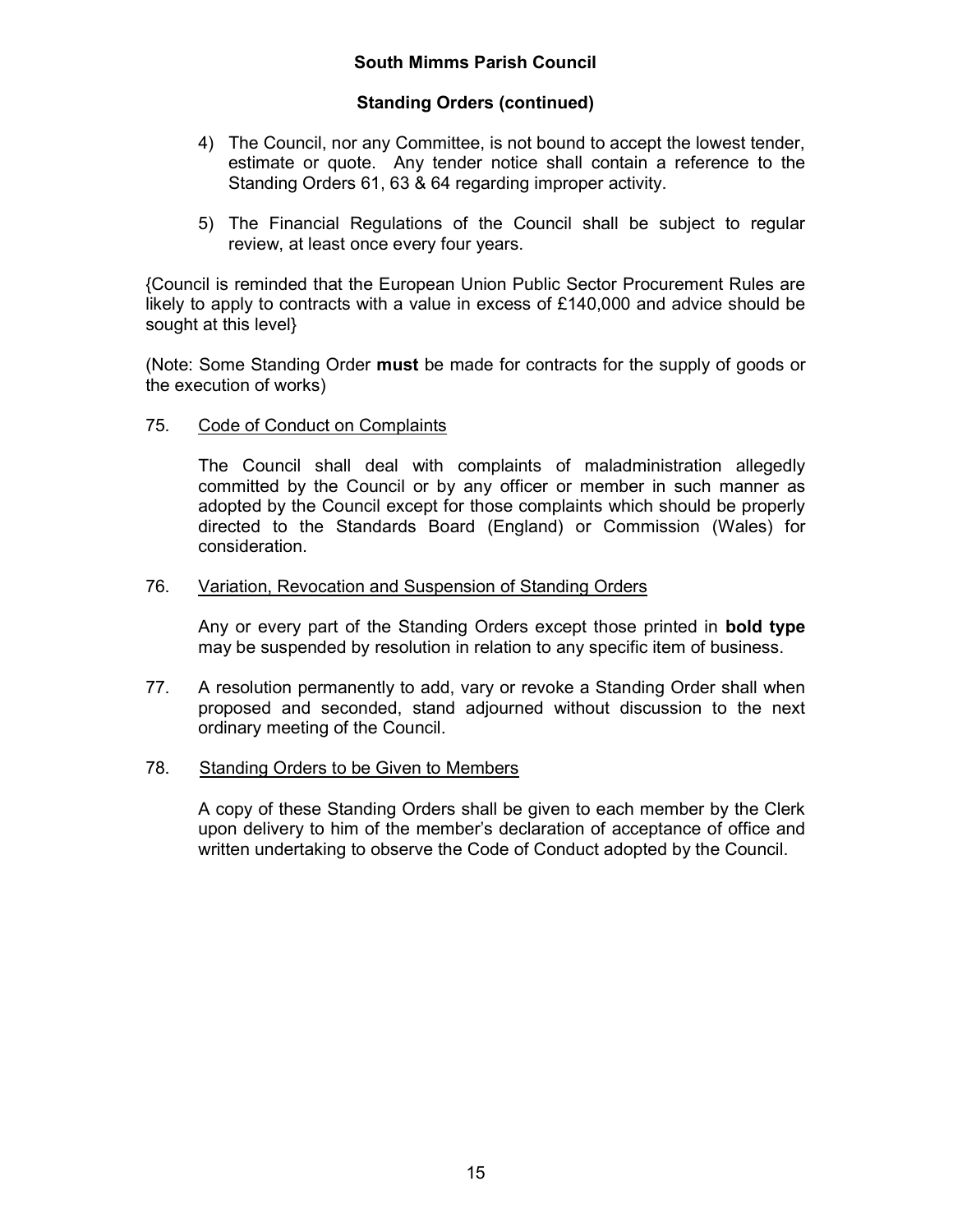4) The Council, nor any Committee, is not bound to accept the lowest tender, estimate or quote. Any tender notice shall contain a reference to the Standing Orders 61, 63 & 64 regarding improper activity.

5) The Financial Regulations of the Council shall be subject to regular review, at least once every four years.

{Council is reminded that the European Union Public Sector Procurement Rules are likely to apply to contracts with a value in excess of £140,000 and advice should be sought at this level}

(Note: Some Standing Order **must** be made for contracts for the supply of goods or the execution of works)

75. Code of Conduct on Complaints

The Council shall deal with complaints of maladministration allegedly committed by the Council or by any officer or member in such manner as adopted by the Council except for those complaints which should be properly directed to the Standards Board (England) or Commission (Wales) for consideration.

76. Variation, Revocation and Suspension of Standing Orders

Any or every part of the Standing Orders except those printed in **bold type** may be suspended by resolution in relation to any specific item of business.

77. A resolution permanently to add, vary or revoke a Standing Order shall when proposed and seconded, stand adjourned without discussion to the next ordinary meeting of the Council.

78. Standing Orders to be Given to Members

A copy of these Standing Orders shall be given to each member by the Clerk upon delivery to him of the member's declaration of acceptance of office and written undertaking to observe the Code of Conduct adopted by the Council.